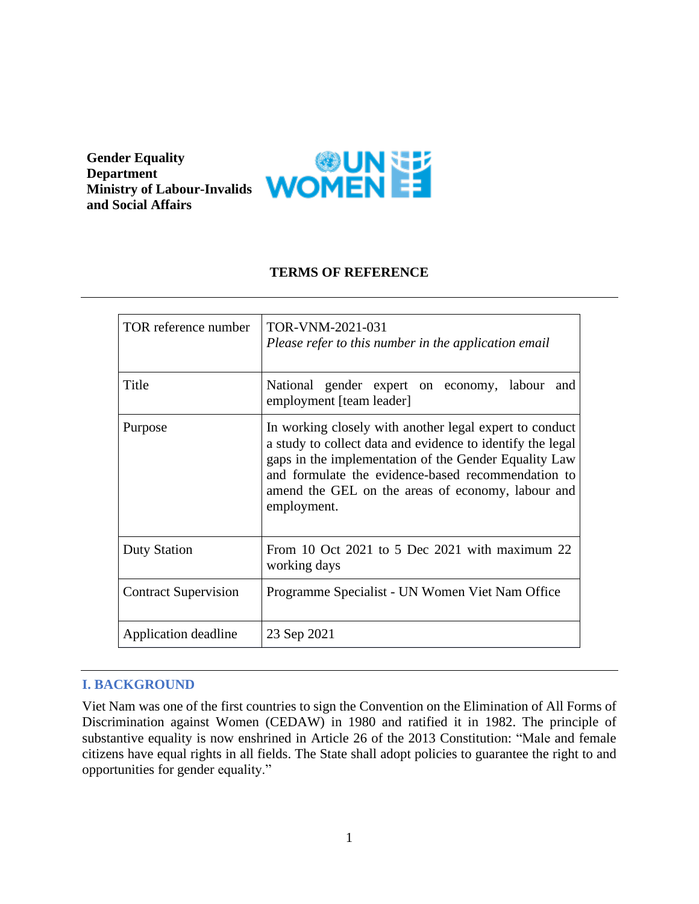**Gender Equality Department**
**Ministry of Labour-Invalids and Social Affairs**

# TERMS OF REFERENCE

| | |
|---|---|
| TOR reference number | TOR-VNM-2021-031 *Please refer to this number in the application email* |
| Title | National gender expert on economy, labour and employment [team leader] |
| Purpose | In working closely with another legal expert to conduct a study to collect data and evidence to identify the legal gaps in the implementation of the Gender Equality Law and formulate the evidence-based recommendation to amend the GEL on the areas of economy, labour and employment. |
| Duty Station | From 10 Oct 2021 to 5 Dec 2021 with maximum 22 working days |
| Contract Supervision | Programme Specialist - UN Women Viet Nam Office |
| Application deadline | 23 Sep 2021 |

## I. BACKGROUND

Viet Nam was one of the first countries to sign the Convention on the Elimination of All Forms of Discrimination against Women (CEDAW) in 1980 and ratified it in 1982. The principle of substantive equality is now enshrined in Article 26 of the 2013 Constitution: "Male and female citizens have equal rights in all fields. The State shall adopt policies to guarantee the right to and opportunities for gender equality."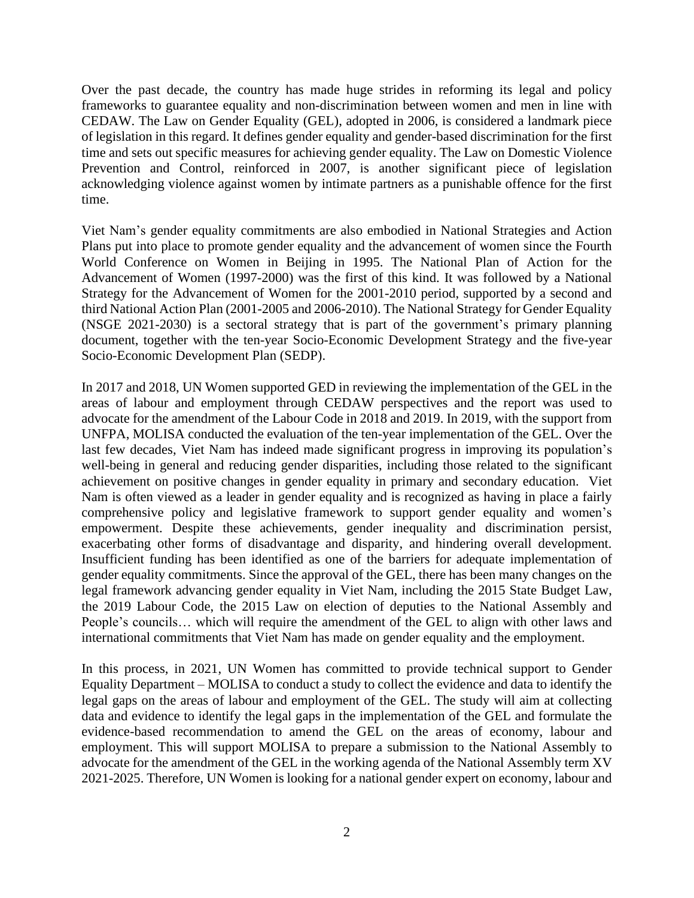Over the past decade, the country has made huge strides in reforming its legal and policy frameworks to guarantee equality and non-discrimination between women and men in line with CEDAW. The Law on Gender Equality (GEL), adopted in 2006, is considered a landmark piece of legislation in this regard. It defines gender equality and gender-based discrimination for the first time and sets out specific measures for achieving gender equality. The Law on Domestic Violence Prevention and Control, reinforced in 2007, is another significant piece of legislation acknowledging violence against women by intimate partners as a punishable offence for the first time.

Viet Nam's gender equality commitments are also embodied in National Strategies and Action Plans put into place to promote gender equality and the advancement of women since the Fourth World Conference on Women in Beijing in 1995. The National Plan of Action for the Advancement of Women (1997-2000) was the first of this kind. It was followed by a National Strategy for the Advancement of Women for the 2001-2010 period, supported by a second and third National Action Plan (2001-2005 and 2006-2010). The National Strategy for Gender Equality (NSGE 2021-2030) is a sectoral strategy that is part of the government's primary planning document, together with the ten-year Socio-Economic Development Strategy and the five-year Socio-Economic Development Plan (SEDP).

In 2017 and 2018, UN Women supported GED in reviewing the implementation of the GEL in the areas of labour and employment through CEDAW perspectives and the report was used to advocate for the amendment of the Labour Code in 2018 and 2019. In 2019, with the support from UNFPA, MOLISA conducted the evaluation of the ten-year implementation of the GEL. Over the last few decades, Viet Nam has indeed made significant progress in improving its population's well-being in general and reducing gender disparities, including those related to the significant achievement on positive changes in gender equality in primary and secondary education. Viet Nam is often viewed as a leader in gender equality and is recognized as having in place a fairly comprehensive policy and legislative framework to support gender equality and women's empowerment. Despite these achievements, gender inequality and discrimination persist, exacerbating other forms of disadvantage and disparity, and hindering overall development. Insufficient funding has been identified as one of the barriers for adequate implementation of gender equality commitments. Since the approval of the GEL, there has been many changes on the legal framework advancing gender equality in Viet Nam, including the 2015 State Budget Law, the 2019 Labour Code, the 2015 Law on election of deputies to the National Assembly and People's councils… which will require the amendment of the GEL to align with other laws and international commitments that Viet Nam has made on gender equality and the employment.

In this process, in 2021, UN Women has committed to provide technical support to Gender Equality Department – MOLISA to conduct a study to collect the evidence and data to identify the legal gaps on the areas of labour and employment of the GEL. The study will aim at collecting data and evidence to identify the legal gaps in the implementation of the GEL and formulate the evidence-based recommendation to amend the GEL on the areas of economy, labour and employment. This will support MOLISA to prepare a submission to the National Assembly to advocate for the amendment of the GEL in the working agenda of the National Assembly term XV 2021-2025. Therefore, UN Women is looking for a national gender expert on economy, labour and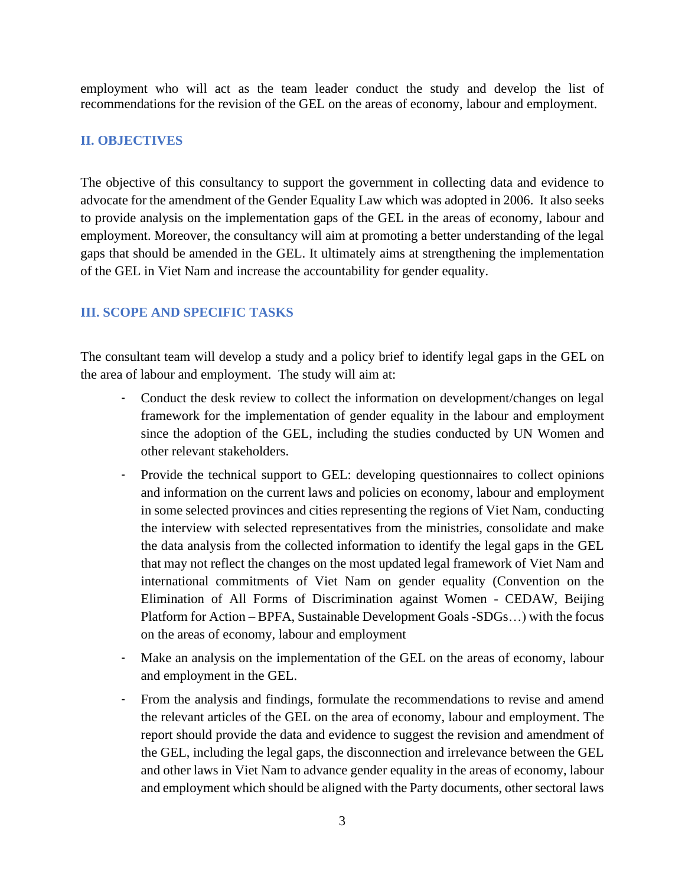employment who will act as the team leader conduct the study and develop the list of recommendations for the revision of the GEL on the areas of economy, labour and employment.

## II. OBJECTIVES

The objective of this consultancy to support the government in collecting data and evidence to advocate for the amendment of the Gender Equality Law which was adopted in 2006. It also seeks to provide analysis on the implementation gaps of the GEL in the areas of economy, labour and employment. Moreover, the consultancy will aim at promoting a better understanding of the legal gaps that should be amended in the GEL. It ultimately aims at strengthening the implementation of the GEL in Viet Nam and increase the accountability for gender equality.

## III. SCOPE AND SPECIFIC TASKS

The consultant team will develop a study and a policy brief to identify legal gaps in the GEL on the area of labour and employment. The study will aim at:

- Conduct the desk review to collect the information on development/changes on legal framework for the implementation of gender equality in the labour and employment since the adoption of the GEL, including the studies conducted by UN Women and other relevant stakeholders.
- Provide the technical support to GEL: developing questionnaires to collect opinions and information on the current laws and policies on economy, labour and employment in some selected provinces and cities representing the regions of Viet Nam, conducting the interview with selected representatives from the ministries, consolidate and make the data analysis from the collected information to identify the legal gaps in the GEL that may not reflect the changes on the most updated legal framework of Viet Nam and international commitments of Viet Nam on gender equality (Convention on the Elimination of All Forms of Discrimination against Women - CEDAW, Beijing Platform for Action – BPFA, Sustainable Development Goals -SDGs…) with the focus on the areas of economy, labour and employment
- Make an analysis on the implementation of the GEL on the areas of economy, labour and employment in the GEL.
- From the analysis and findings, formulate the recommendations to revise and amend the relevant articles of the GEL on the area of economy, labour and employment. The report should provide the data and evidence to suggest the revision and amendment of the GEL, including the legal gaps, the disconnection and irrelevance between the GEL and other laws in Viet Nam to advance gender equality in the areas of economy, labour and employment which should be aligned with the Party documents, other sectoral laws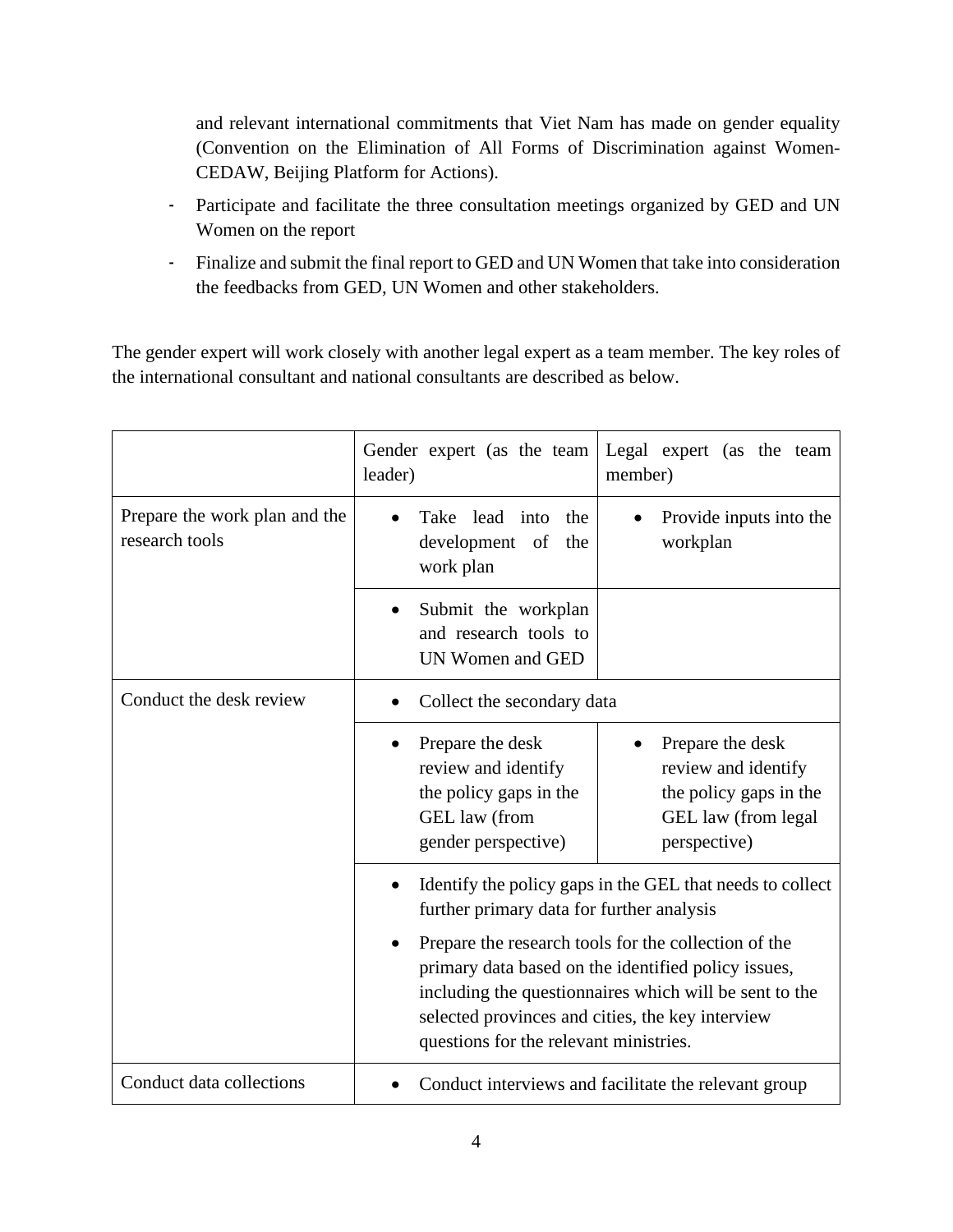and relevant international commitments that Viet Nam has made on gender equality (Convention on the Elimination of All Forms of Discrimination against Women-CEDAW, Beijing Platform for Actions).

- Participate and facilitate the three consultation meetings organized by GED and UN Women on the report
- Finalize and submit the final report to GED and UN Women that take into consideration the feedbacks from GED, UN Women and other stakeholders.

The gender expert will work closely with another legal expert as a team member. The key roles of the international consultant and national consultants are described as below.

| | Gender expert (as the team leader) | Legal expert (as the team member) |
|---|---|---|
| Prepare the work plan and the research tools | • Take lead into the development of the work plan | • Provide inputs into the workplan |
| | • Submit the workplan and research tools to UN Women and GED | |
| Conduct the desk review | • Collect the secondary data | |
| | • Prepare the desk review and identify the policy gaps in the GEL law (from gender perspective) | • Prepare the desk review and identify the policy gaps in the GEL law (from legal perspective) |
| | • Identify the policy gaps in the GEL that needs to collect further primary data for further analysis<br>• Prepare the research tools for the collection of the primary data based on the identified policy issues, including the questionnaires which will be sent to the selected provinces and cities, the key interview questions for the relevant ministries. | |
| Conduct data collections | • Conduct interviews and facilitate the relevant group | |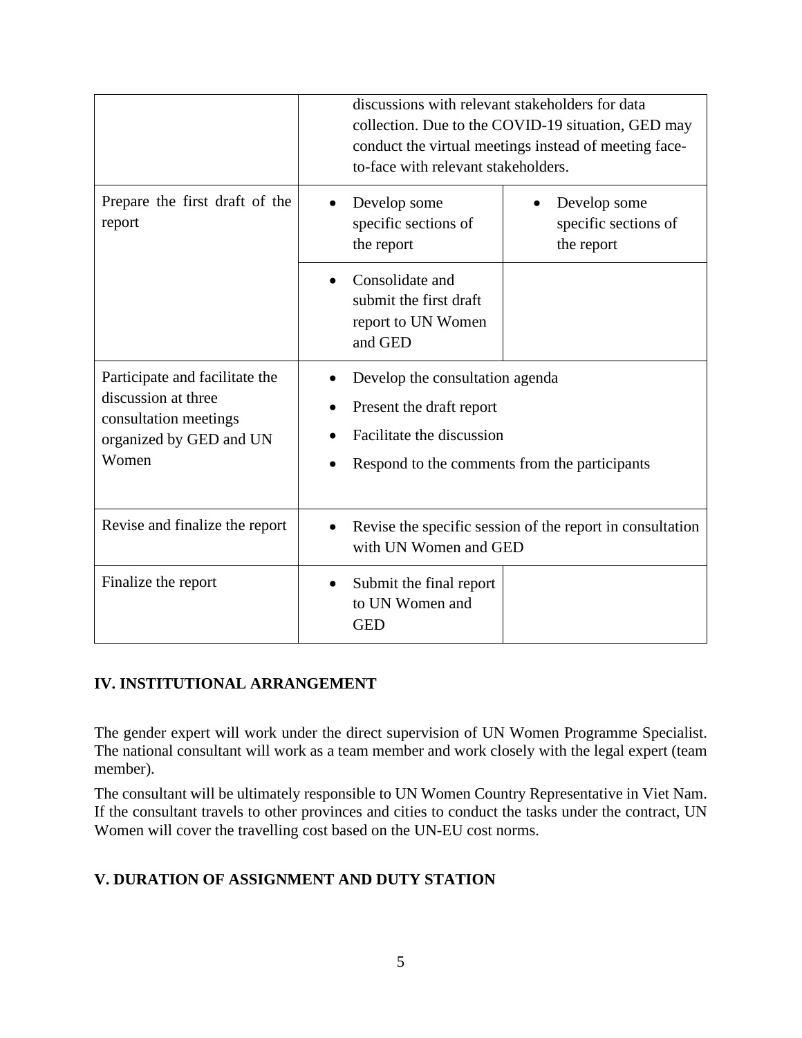| | | |
|---|---|---|
| | discussions with relevant stakeholders for data collection. Due to the COVID-19 situation, GED may conduct the virtual meetings instead of meeting face-to-face with relevant stakeholders. | |
| Prepare the first draft of the report | • Develop some specific sections of the report | • Develop some specific sections of the report |
| | • Consolidate and submit the first draft report to UN Women and GED | |
| Participate and facilitate the discussion at three consultation meetings organized by GED and UN Women | • Develop the consultation agenda<br>• Present the draft report<br>• Facilitate the discussion<br>• Respond to the comments from the participants | |
| Revise and finalize the report | • Revise the specific session of the report in consultation with UN Women and GED | |
| Finalize the report | • Submit the final report to UN Women and GED | |

## IV. INSTITUTIONAL ARRANGEMENT

The gender expert will work under the direct supervision of UN Women Programme Specialist. The national consultant will work as a team member and work closely with the legal expert (team member).

The consultant will be ultimately responsible to UN Women Country Representative in Viet Nam. If the consultant travels to other provinces and cities to conduct the tasks under the contract, UN Women will cover the travelling cost based on the UN-EU cost norms.

## V. DURATION OF ASSIGNMENT AND DUTY STATION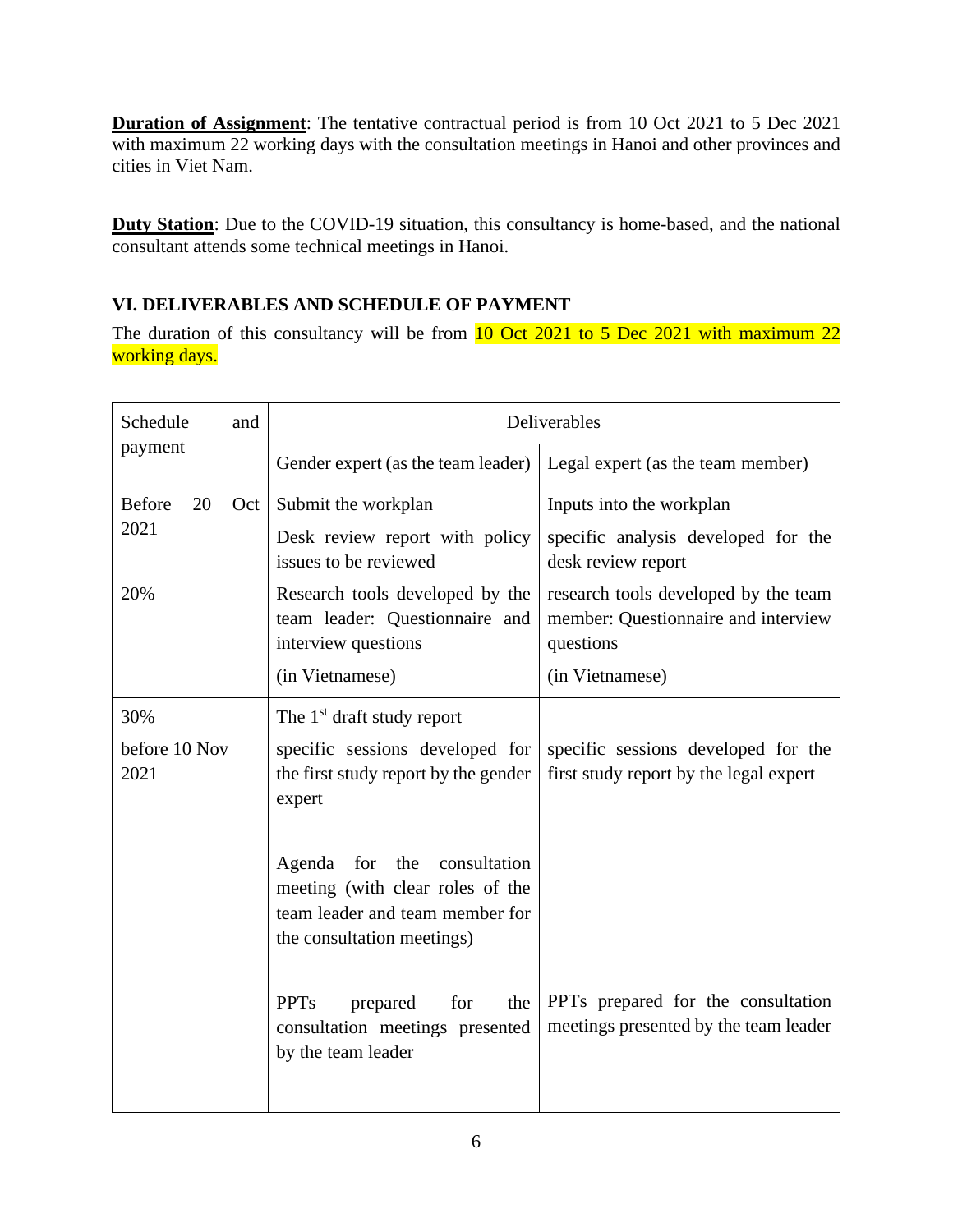**Duration of Assignment**: The tentative contractual period is from 10 Oct 2021 to 5 Dec 2021 with maximum 22 working days with the consultation meetings in Hanoi and other provinces and cities in Viet Nam.

**Duty Station**: Due to the COVID-19 situation, this consultancy is home-based, and the national consultant attends some technical meetings in Hanoi.

## VI. DELIVERABLES AND SCHEDULE OF PAYMENT

The duration of this consultancy will be from 10 Oct 2021 to 5 Dec 2021 with maximum 22 working days.

| Schedule and payment | Deliverables | |
|---|---|---|
| | Gender expert (as the team leader) | Legal expert (as the team member) |
| Before 20 Oct 2021<br><br>20% | Submit the workplan<br><br>Desk review report with policy issues to be reviewed<br><br>Research tools developed by the team leader: Questionnaire and interview questions<br><br>(in Vietnamese) | Inputs into the workplan<br><br>specific analysis developed for the desk review report<br><br>research tools developed by the team member: Questionnaire and interview questions<br><br>(in Vietnamese) |
| 30%<br><br>before 10 Nov 2021 | The 1st draft study report<br><br>specific sessions developed for the first study report by the gender expert<br><br>Agenda for the consultation meeting (with clear roles of the team leader and team member for the consultation meetings)<br><br>PPTs prepared for the consultation meetings presented by the team leader | specific sessions developed for the first study report by the legal expert<br><br>PPTs prepared for the consultation meetings presented by the team leader |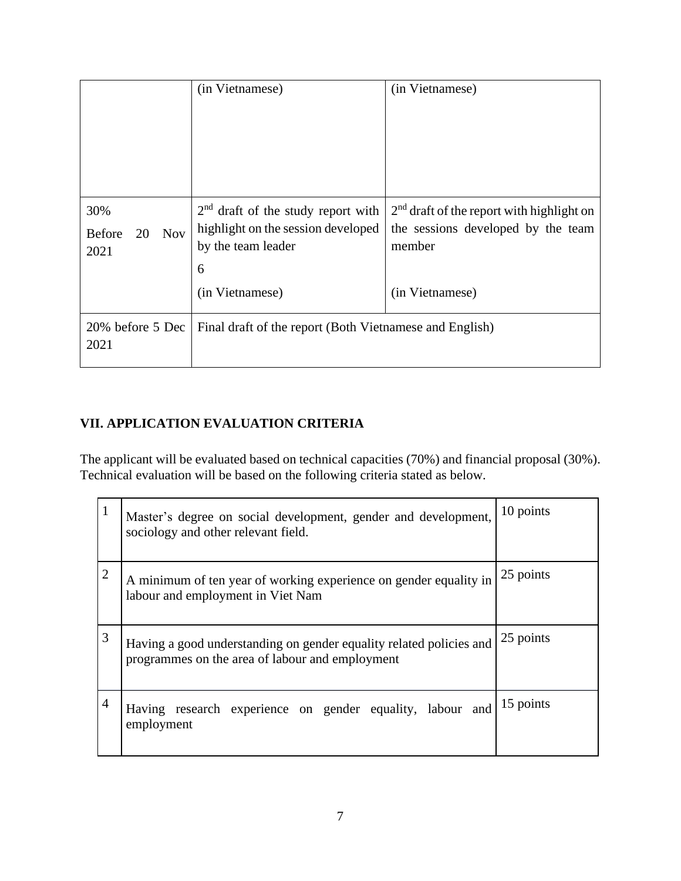| | | |
|---|---|---|
| | (in Vietnamese) | (in Vietnamese) |
| 30%<br>Before 20 Nov 2021 | 2nd draft of the study report with highlight on the session developed by the team leader<br>6<br>(in Vietnamese) | 2nd draft of the report with highlight on the sessions developed by the team member<br><br>(in Vietnamese) |
| 20% before 5 Dec 2021 | Final draft of the report (Both Vietnamese and English) | |

## VII. APPLICATION EVALUATION CRITERIA

The applicant will be evaluated based on technical capacities (70%) and financial proposal (30%). Technical evaluation will be based on the following criteria stated as below.

| | | |
|---|---|---|
| 1 | Master's degree on social development, gender and development, sociology and other relevant field. | 10 points |
| 2 | A minimum of ten year of working experience on gender equality in labour and employment in Viet Nam | 25 points |
| 3 | Having a good understanding on gender equality related policies and programmes on the area of labour and employment | 25 points |
| 4 | Having research experience on gender equality, labour and employment | 15 points |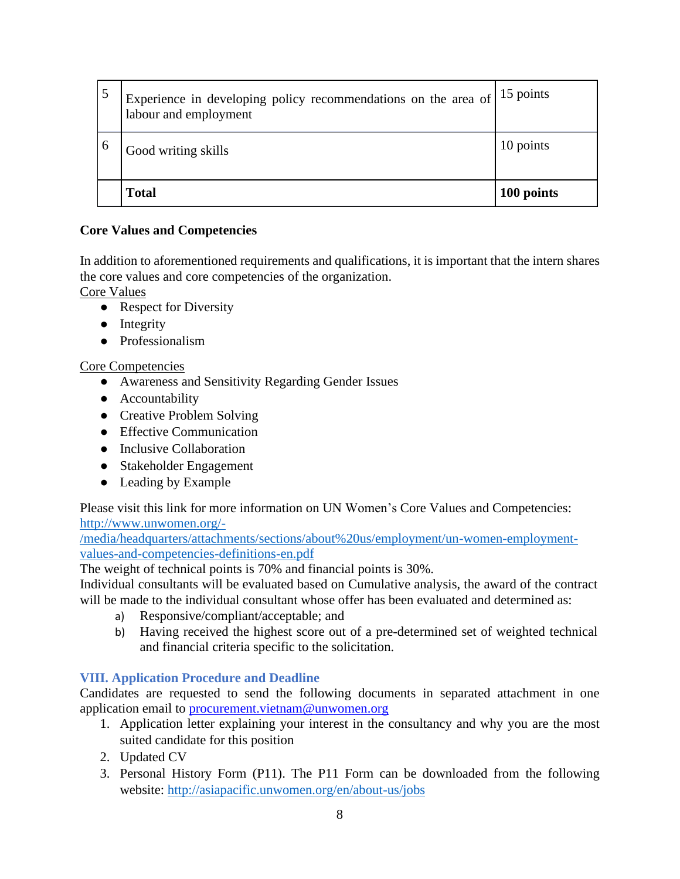| | | |
|---|---|---|
| 5 | Experience in developing policy recommendations on the area of labour and employment | 15 points |
| 6 | Good writing skills | 10 points |
| | **Total** | **100 points** |

**Core Values and Competencies**

In addition to aforementioned requirements and qualifications, it is important that the intern shares the core values and core competencies of the organization.

Core Values

- Respect for Diversity
- Integrity
- Professionalism

Core Competencies

- Awareness and Sensitivity Regarding Gender Issues
- Accountability
- Creative Problem Solving
- Effective Communication
- Inclusive Collaboration
- Stakeholder Engagement
- Leading by Example

Please visit this link for more information on UN Women's Core Values and Competencies: http://www.unwomen.org/-/media/headquarters/attachments/sections/about%20us/employment/un-women-employment-values-and-competencies-definitions-en.pdf

The weight of technical points is 70% and financial points is 30%.

Individual consultants will be evaluated based on Cumulative analysis, the award of the contract will be made to the individual consultant whose offer has been evaluated and determined as:

a) Responsive/compliant/acceptable; and
b) Having received the highest score out of a pre-determined set of weighted technical and financial criteria specific to the solicitation.

## VIII. Application Procedure and Deadline

Candidates are requested to send the following documents in separated attachment in one application email to procurement.vietnam@unwomen.org

1. Application letter explaining your interest in the consultancy and why you are the most suited candidate for this position
2. Updated CV
3. Personal History Form (P11). The P11 Form can be downloaded from the following website: http://asiapacific.unwomen.org/en/about-us/jobs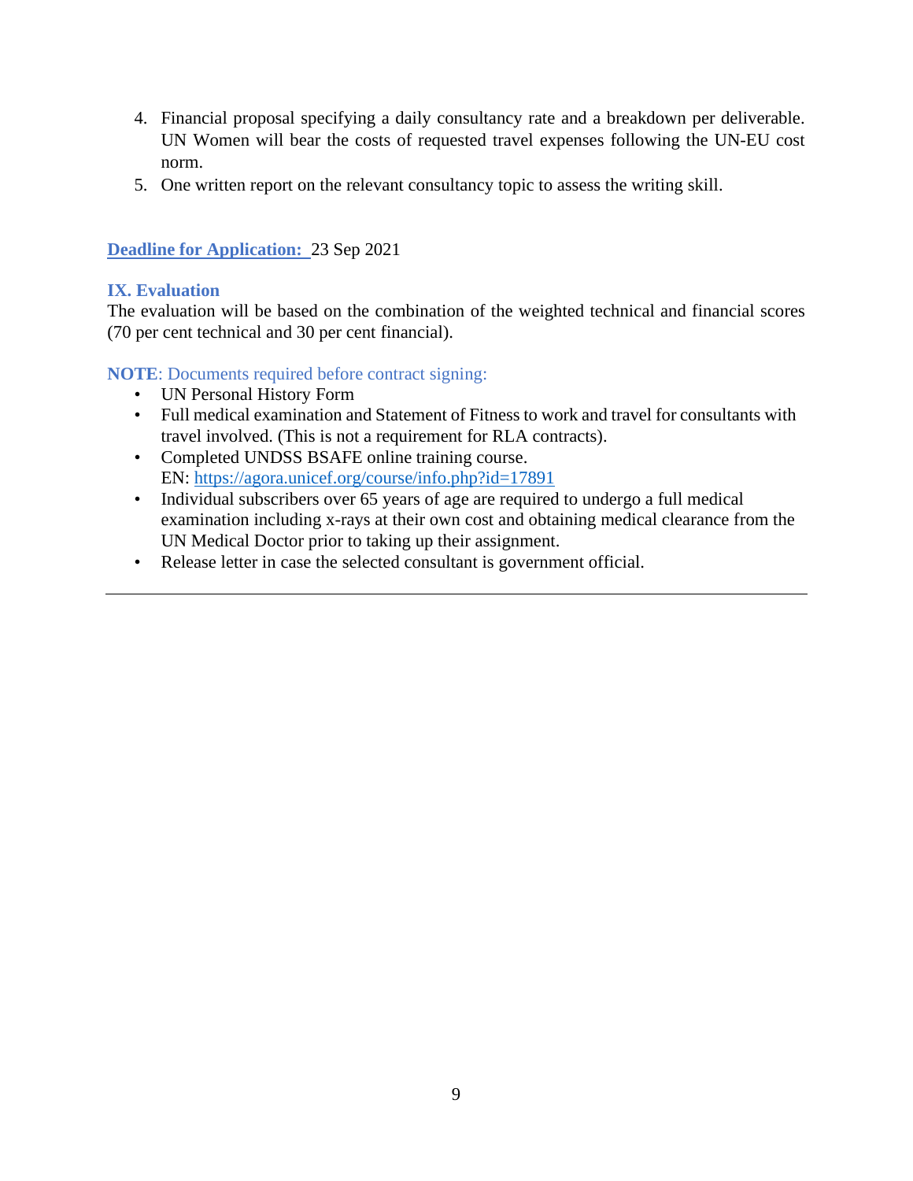4. Financial proposal specifying a daily consultancy rate and a breakdown per deliverable. UN Women will bear the costs of requested travel expenses following the UN-EU cost norm.
5. One written report on the relevant consultancy topic to assess the writing skill.

**Deadline for Application:** 23 Sep 2021

## IX. Evaluation

The evaluation will be based on the combination of the weighted technical and financial scores (70 per cent technical and 30 per cent financial).

**NOTE**: Documents required before contract signing:

- UN Personal History Form
- Full medical examination and Statement of Fitness to work and travel for consultants with travel involved. (This is not a requirement for RLA contracts).
- Completed UNDSS BSAFE online training course.
  EN: https://agora.unicef.org/course/info.php?id=17891
- Individual subscribers over 65 years of age are required to undergo a full medical examination including x-rays at their own cost and obtaining medical clearance from the UN Medical Doctor prior to taking up their assignment.
- Release letter in case the selected consultant is government official.